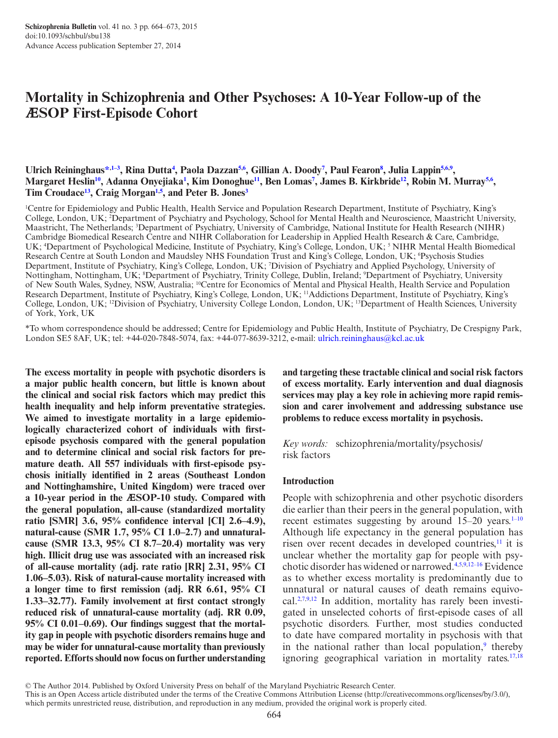# Mortality in Schizophrenia and Other Psychoses: A 10-Year Follow-up of the ÆSOP First-Episode Cohort

**Ulrich Reininghaus*[,1–3], Rina Dutta[4], Paola Dazzan[5,6], Gillian A. Doody[7], Paul Fearon[8], Julia Lappin[5,6,9], Margaret Heslin[10], Adanna Onyejiaka[1], Kim Donoghue[11], Ben Lomas[7], James B. Kirkbride[12], Robin M. Murray[5,6], Tim Croudace[13], Craig Morgan[1,5], and Peter B. Jones[3]**

[1]Centre for Epidemiology and Public Health, Health Service and Population Research Department, Institute of Psychiatry, King's College, London, UK; [2]Department of Psychiatry and Psychology, School for Mental Health and Neuroscience, Maastricht University, Maastricht, The Netherlands; [3]Department of Psychiatry, University of Cambridge, National Institute for Health Research (NIHR) Cambridge Biomedical Research Centre and NIHR Collaboration for Leadership in Applied Health Research & Care, Cambridge, UK; [4]Department of Psychological Medicine, Institute of Psychiatry, King's College, London, UK; [5] NIHR Mental Health Biomedical Research Centre at South London and Maudsley NHS Foundation Trust and King's College, London, UK; [6]Psychosis Studies Department, Institute of Psychiatry, King's College, London, UK; [7]Division of Psychiatry and Applied Psychology, University of Nottingham, Nottingham, UK; [8]Department of Psychiatry, Trinity College, Dublin, Ireland; [9]Department of Psychiatry, University of New South Wales, Sydney, NSW, Australia; [10]Centre for Economics of Mental and Physical Health, Health Service and Population Research Department, Institute of Psychiatry, King's College, London, UK; [11]Addictions Department, Institute of Psychiatry, King's College, London, UK; [12]Division of Psychiatry, University College London, London, UK; [13]Department of Health Sciences, University of York, York, UK

*To whom correspondence should be addressed; Centre for Epidemiology and Public Health, Institute of Psychiatry, De Crespigny Park, London SE5 8AF, UK; tel: +44-020-7848-5074, fax: +44-077-8639-3212, e-mail: ulrich.reininghaus@kcl.ac.uk

**The excess mortality in people with psychotic disorders is a major public health concern, but little is known about the clinical and social risk factors which may predict this health inequality and help inform preventative strategies. We aimed to investigate mortality in a large epidemiologically characterized cohort of individuals with first-episode psychosis compared with the general population and to determine clinical and social risk factors for premature death. All 557 individuals with first-episode psychosis initially identified in 2 areas (Southeast London and Nottinghamshire, United Kingdom) were traced over a 10-year period in the ÆSOP-10 study. Compared with the general population, all-cause (standardized mortality ratio [SMR] 3.6, 95% confidence interval [CI] 2.6–4.9), natural-cause (SMR 1.7, 95% CI 1.0–2.7) and unnatural-cause (SMR 13.3, 95% CI 8.7–20.4) mortality was very high. Illicit drug use was associated with an increased risk of all-cause mortality (adj. rate ratio [RR] 2.31, 95% CI 1.06–5.03). Risk of natural-cause mortality increased with a longer time to first remission (adj. RR 6.61, 95% CI 1.33–32.77). Family involvement at first contact strongly reduced risk of unnatural-cause mortality (adj. RR 0.09, 95% CI 0.01–0.69). Our findings suggest that the mortality gap in people with psychotic disorders remains huge and may be wider for unnatural-cause mortality than previously reported. Efforts should now focus on further understanding and targeting these tractable clinical and social risk factors of excess mortality. Early intervention and dual diagnosis services may play a key role in achieving more rapid remission and carer involvement and addressing substance use problems to reduce excess mortality in psychosis.**

*Key words:* schizophrenia/mortality/psychosis/risk factors

## Introduction

People with schizophrenia and other psychotic disorders die earlier than their peers in the general population, with recent estimates suggesting by around 15–20 years.[1–10] Although life expectancy in the general population has risen over recent decades in developed countries,[11] it is unclear whether the mortality gap for people with psychotic disorder has widened or narrowed.[4,5,9,12–16] Evidence as to whether excess mortality is predominantly due to unnatural or natural causes of death remains equivocal.[2,7,9,12] In addition, mortality has rarely been investigated in unselected cohorts of first-episode cases of all psychotic disorders. Further, most studies conducted to date have compared mortality in psychosis with that in the national rather than local population,[9] thereby ignoring geographical variation in mortality rates.[17,18]

© The Author 2014. Published by Oxford University Press on behalf of the Maryland Psychiatric Research Center.
This is an Open Access article distributed under the terms of the Creative Commons Attribution License (http://creativecommons.org/licenses/by/3.0/), which permits unrestricted reuse, distribution, and reproduction in any medium, provided the original work is properly cited.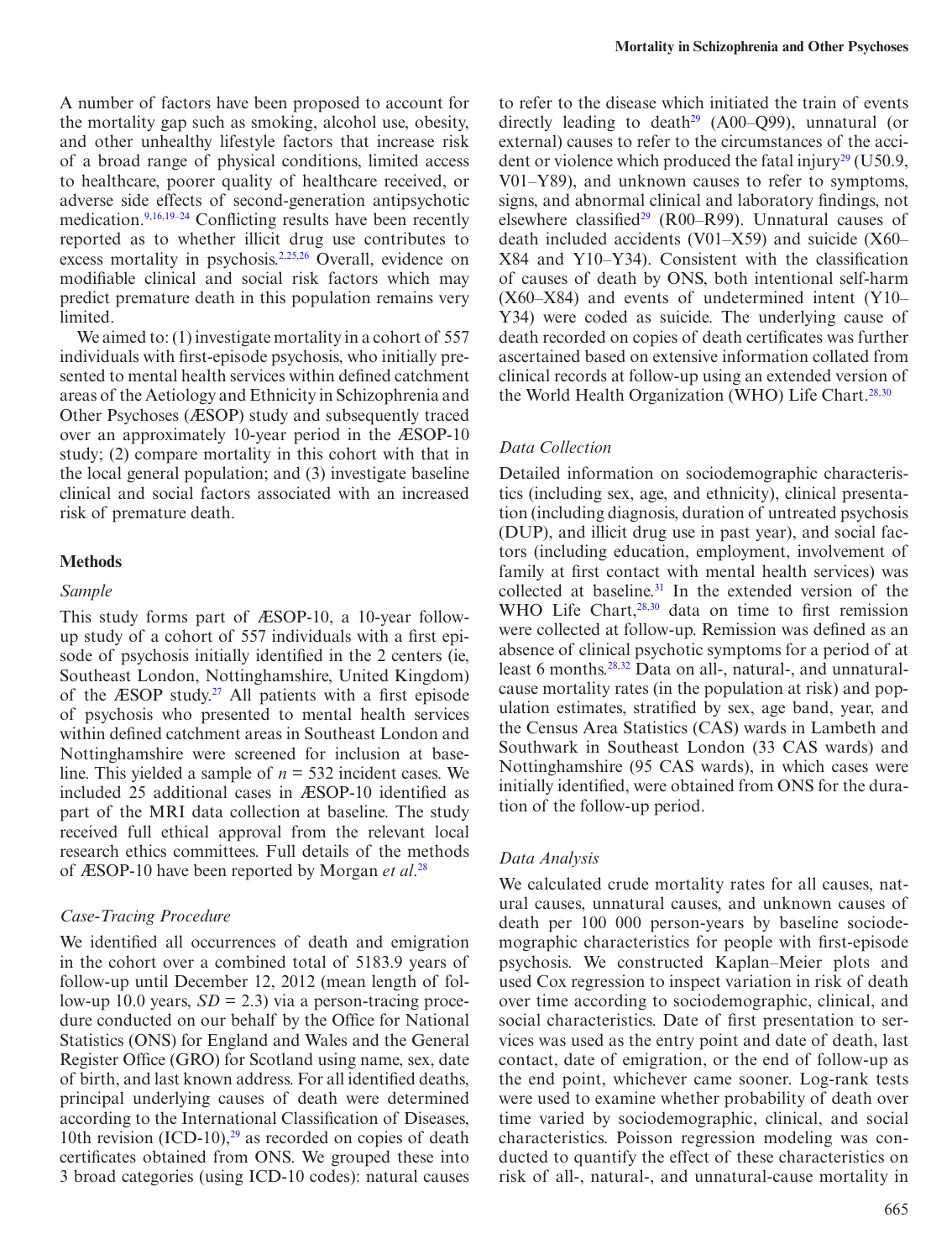A number of factors have been proposed to account for the mortality gap such as smoking, alcohol use, obesity, and other unhealthy lifestyle factors that increase risk of a broad range of physical conditions, limited access to healthcare, poorer quality of healthcare received, or adverse side effects of second-generation antipsychotic medication.[9,16,19–24] Conflicting results have been recently reported as to whether illicit drug use contributes to excess mortality in psychosis.[2,25,26] Overall, evidence on modifiable clinical and social risk factors which may predict premature death in this population remains very limited.

We aimed to: (1) investigate mortality in a cohort of 557 individuals with first-episode psychosis, who initially presented to mental health services within defined catchment areas of the Aetiology and Ethnicity in Schizophrenia and Other Psychoses (ÆSOP) study and subsequently traced over an approximately 10-year period in the ÆSOP-10 study; (2) compare mortality in this cohort with that in the local general population; and (3) investigate baseline clinical and social factors associated with an increased risk of premature death.

## Methods

### *Sample*

This study forms part of ÆSOP-10, a 10-year follow-up study of a cohort of 557 individuals with a first episode of psychosis initially identified in the 2 centers (ie, Southeast London, Nottinghamshire, United Kingdom) of the ÆSOP study.[27] All patients with a first episode of psychosis who presented to mental health services within defined catchment areas in Southeast London and Nottinghamshire were screened for inclusion at baseline. This yielded a sample of *n* = 532 incident cases. We included 25 additional cases in ÆSOP-10 identified as part of the MRI data collection at baseline. The study received full ethical approval from the relevant local research ethics committees. Full details of the methods of ÆSOP-10 have been reported by Morgan *et al*.[28]

### *Case-Tracing Procedure*

We identified all occurrences of death and emigration in the cohort over a combined total of 5183.9 years of follow-up until December 12, 2012 (mean length of follow-up 10.0 years, *SD* = 2.3) via a person-tracing procedure conducted on our behalf by the Office for National Statistics (ONS) for England and Wales and the General Register Office (GRO) for Scotland using name, sex, date of birth, and last known address. For all identified deaths, principal underlying causes of death were determined according to the International Classification of Diseases, 10th revision (ICD-10),[29] as recorded on copies of death certificates obtained from ONS. We grouped these into 3 broad categories (using ICD-10 codes): natural causes to refer to the disease which initiated the train of events directly leading to death[29] (A00–Q99), unnatural (or external) causes to refer to the circumstances of the accident or violence which produced the fatal injury[29] (U50.9, V01–Y89), and unknown causes to refer to symptoms, signs, and abnormal clinical and laboratory findings, not elsewhere classified[29] (R00–R99). Unnatural causes of death included accidents (V01–X59) and suicide (X60–X84 and Y10–Y34). Consistent with the classification of causes of death by ONS, both intentional self-harm (X60–X84) and events of undetermined intent (Y10–Y34) were coded as suicide. The underlying cause of death recorded on copies of death certificates was further ascertained based on extensive information collated from clinical records at follow-up using an extended version of the World Health Organization (WHO) Life Chart.[28,30]

### *Data Collection*

Detailed information on sociodemographic characteristics (including sex, age, and ethnicity), clinical presentation (including diagnosis, duration of untreated psychosis (DUP), and illicit drug use in past year), and social factors (including education, employment, involvement of family at first contact with mental health services) was collected at baseline.[31] In the extended version of the WHO Life Chart,[28,30] data on time to first remission were collected at follow-up. Remission was defined as an absence of clinical psychotic symptoms for a period of at least 6 months.[28,32] Data on all-, natural-, and unnatural-cause mortality rates (in the population at risk) and population estimates, stratified by sex, age band, year, and the Census Area Statistics (CAS) wards in Lambeth and Southwark in Southeast London (33 CAS wards) and Nottinghamshire (95 CAS wards), in which cases were initially identified, were obtained from ONS for the duration of the follow-up period.

### *Data Analysis*

We calculated crude mortality rates for all causes, natural causes, unnatural causes, and unknown causes of death per 100 000 person-years by baseline sociodemographic characteristics for people with first-episode psychosis. We constructed Kaplan–Meier plots and used Cox regression to inspect variation in risk of death over time according to sociodemographic, clinical, and social characteristics. Date of first presentation to services was used as the entry point and date of death, last contact, date of emigration, or the end of follow-up as the end point, whichever came sooner. Log-rank tests were used to examine whether probability of death over time varied by sociodemographic, clinical, and social characteristics. Poisson regression modeling was conducted to quantify the effect of these characteristics on risk of all-, natural-, and unnatural-cause mortality in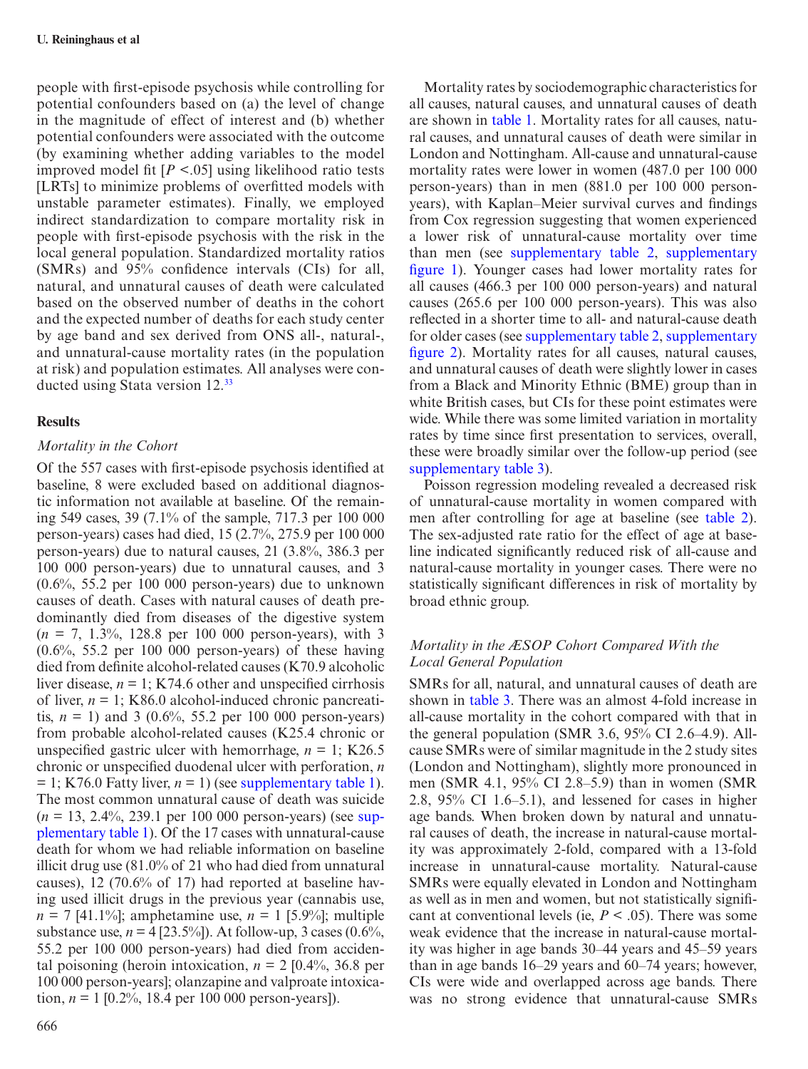people with first-episode psychosis while controlling for potential confounders based on (a) the level of change in the magnitude of effect of interest and (b) whether potential confounders were associated with the outcome (by examining whether adding variables to the model improved model fit [$P$ <.05] using likelihood ratio tests [LRTs] to minimize problems of overfitted models with unstable parameter estimates). Finally, we employed indirect standardization to compare mortality risk in people with first-episode psychosis with the risk in the local general population. Standardized mortality ratios (SMRs) and 95% confidence intervals (CIs) for all, natural, and unnatural causes of death were calculated based on the observed number of deaths in the cohort and the expected number of deaths for each study center by age band and sex derived from ONS all-, natural-, and unnatural-cause mortality rates (in the population at risk) and population estimates. All analyses were conducted using Stata version 12.[33]

## Results

### *Mortality in the Cohort*

Of the 557 cases with first-episode psychosis identified at baseline, 8 were excluded based on additional diagnostic information not available at baseline. Of the remaining 549 cases, 39 (7.1% of the sample, 717.3 per 100 000 person-years) cases had died, 15 (2.7%, 275.9 per 100 000 person-years) due to natural causes, 21 (3.8%, 386.3 per 100 000 person-years) due to unnatural causes, and 3 (0.6%, 55.2 per 100 000 person-years) due to unknown causes of death. Cases with natural causes of death predominantly died from diseases of the digestive system ($n$ = 7, 1.3%, 128.8 per 100 000 person-years), with 3 (0.6%, 55.2 per 100 000 person-years) of these having died from definite alcohol-related causes (K70.9 alcoholic liver disease, $n$ = 1; K74.6 other and unspecified cirrhosis of liver, $n$ = 1; K86.0 alcohol-induced chronic pancreatitis, $n$ = 1) and 3 (0.6%, 55.2 per 100 000 person-years) from probable alcohol-related causes (K25.4 chronic or unspecified gastric ulcer with hemorrhage, $n$ = 1; K26.5 chronic or unspecified duodenal ulcer with perforation, $n$ = 1; K76.0 Fatty liver, $n$ = 1) (see supplementary table 1). The most common unnatural cause of death was suicide ($n$ = 13, 2.4%, 239.1 per 100 000 person-years) (see supplementary table 1). Of the 17 cases with unnatural-cause death for whom we had reliable information on baseline illicit drug use (81.0% of 21 who had died from unnatural causes), 12 (70.6% of 17) had reported at baseline having used illicit drugs in the previous year (cannabis use, $n$ = 7 [41.1%]; amphetamine use, $n$ = 1 [5.9%]; multiple substance use, $n$ = 4 [23.5%]). At follow-up, 3 cases (0.6%, 55.2 per 100 000 person-years) had died from accidental poisoning (heroin intoxication, $n$ = 2 [0.4%, 36.8 per 100 000 person-years]; olanzapine and valproate intoxication, $n$ = 1 [0.2%, 18.4 per 100 000 person-years]).

Mortality rates by sociodemographic characteristics for all causes, natural causes, and unnatural causes of death are shown in table 1. Mortality rates for all causes, natural causes, and unnatural causes of death were similar in London and Nottingham. All-cause and unnatural-cause mortality rates were lower in women (487.0 per 100 000 person-years) than in men (881.0 per 100 000 person-years), with Kaplan–Meier survival curves and findings from Cox regression suggesting that women experienced a lower risk of unnatural-cause mortality over time than men (see supplementary table 2, supplementary figure 1). Younger cases had lower mortality rates for all causes (466.3 per 100 000 person-years) and natural causes (265.6 per 100 000 person-years). This was also reflected in a shorter time to all- and natural-cause death for older cases (see supplementary table 2, supplementary figure 2). Mortality rates for all causes, natural causes, and unnatural causes of death were slightly lower in cases from a Black and Minority Ethnic (BME) group than in white British cases, but CIs for these point estimates were wide. While there was some limited variation in mortality rates by time since first presentation to services, overall, these were broadly similar over the follow-up period (see supplementary table 3).

Poisson regression modeling revealed a decreased risk of unnatural-cause mortality in women compared with men after controlling for age at baseline (see table 2). The sex-adjusted rate ratio for the effect of age at baseline indicated significantly reduced risk of all-cause and natural-cause mortality in younger cases. There were no statistically significant differences in risk of mortality by broad ethnic group.

### *Mortality in the ÆSOP Cohort Compared With the Local General Population*

SMRs for all, natural, and unnatural causes of death are shown in table 3. There was an almost 4-fold increase in all-cause mortality in the cohort compared with that in the general population (SMR 3.6, 95% CI 2.6–4.9). All-cause SMRs were of similar magnitude in the 2 study sites (London and Nottingham), slightly more pronounced in men (SMR 4.1, 95% CI 2.8–5.9) than in women (SMR 2.8, 95% CI 1.6–5.1), and lessened for cases in higher age bands. When broken down by natural and unnatural causes of death, the increase in natural-cause mortality was approximately 2-fold, compared with a 13-fold increase in unnatural-cause mortality. Natural-cause SMRs were equally elevated in London and Nottingham as well as in men and women, but not statistically significant at conventional levels (ie, $P$ < .05). There was some weak evidence that the increase in natural-cause mortality was higher in age bands 30–44 years and 45–59 years than in age bands 16–29 years and 60–74 years; however, CIs were wide and overlapped across age bands. There was no strong evidence that unnatural-cause SMRs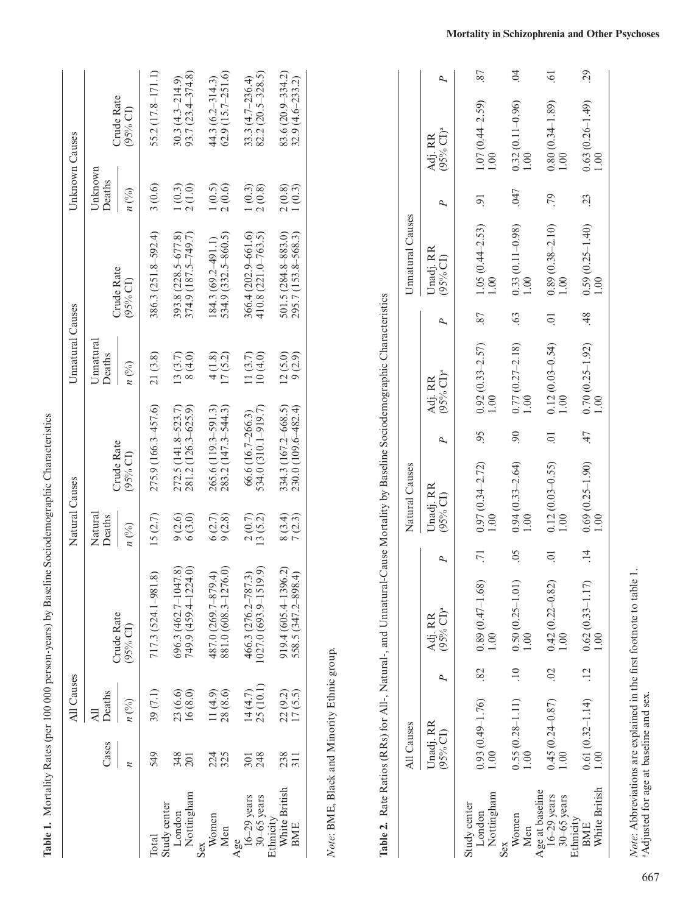**Table 1.** Mortality Rates (per 100 000 person-years) by Baseline Sociodemographic Characteristics

| | Cases | All Causes | | Natural Causes | | Unnatural Causes | | Unknown Causes | |
|---|---|---|---|---|---|---|---|---|---|
| | | All Deaths | Crude Rate (95% CI) | Natural Deaths | Crude Rate (95% CI) | Unnatural Deaths | Crude Rate (95% CI) | Unknown Deaths | Crude Rate (95% CI) |
| | *n* | *n* (%) | | *n* (%) | | *n* (%) | | *n* (%) | |
| Total | 549 | 39 (7.1) | 717.3 (524.1–981.8) | 15 (2.7) | 275.9 (166.3–457.6) | 21 (3.8) | 386.3 (251.8–592.4) | 3 (0.6) | 55.2 (17.8–171.1) |
| Study center | | | | | | | | | |
| London | 348 | 23 (6.6) | 696.3 (462.7–1047.8) | 9 (2.6) | 272.5 (141.8–523.7) | 13 (3.7) | 393.8 (228.5–677.8) | 1 (0.3) | 30.3 (4.3–214.9) |
| Nottingham | 201 | 16 (8.0) | 749.9 (459.4–1224.0) | 6 (3.0) | 281.2 (126.3–625.9) | 8 (4.0) | 374.9 (187.5–749.7) | 2 (1.0) | 93.7 (23.4–374.8) |
| Sex | | | | | | | | | |
| Women | 224 | 11 (4.9) | 487.0 (269.7–879.4) | 6 (2.7) | 265.6 (119.3–591.3) | 4 (1.8) | 184.3 (69.2–491.1) | 1 (0.5) | 44.3 (6.2–314.3) |
| Men | 325 | 28 (8.6) | 881.0 (608.3–1276.0) | 9 (2.8) | 283.2 (147.3–544.3) | 17 (5.2) | 534.9 (332.5–860.5) | 2 (0.6) | 62.9 (15.7–251.6) |
| Age | | | | | | | | | |
| 16–29 years | 301 | 14 (4.7) | 466.3 (276.2–787.3) | 2 (0.7) | 66.6 (16.7–266.3) | 11 (3.7) | 366.4 (202.9–661.6) | 1 (0.3) | 33.3 (4.7–236.4) |
| 30–65 years | 248 | 25 (10.1) | 1027.0 (693.9–1519.9) | 13 (5.2) | 534.0 (310.1–919.7) | 10 (4.0) | 410.8 (221.0–763.5) | 2 (0.8) | 82.2 (20.5–328.5) |
| Ethnicity | | | | | | | | | |
| White British | 238 | 22 (9.2) | 919.4 (605.4–1396.2) | 8 (3.4) | 334.3 (167.2–668.5) | 12 (5.0) | 501.5 (284.8–883.0) | 2 (0.8) | 83.6 (20.9–334.2) |
| BME | 311 | 17 (5.5) | 558.5 (347.2–898.4) | 7 (2.3) | 230.0 (109.6–482.4) | 9 (2.9) | 295.7 (153.8–568.3) | 1 (0.3) | 32.9 (4.6–233.2) |

*Note*: BME, Black and Minority Ethnic group.

**Table 2.** Rate Ratios (RRs) for All-, Natural-, and Unnatural-Cause Mortality by Baseline Sociodemographic Characteristics

| | All Causes | | | | Natural Causes | | | | Unnatural Causes | | | |
|---|---|---|---|---|---|---|---|---|---|---|---|---|
| | Unadj. RR (95% CI) | *P* | Adj. RR (95% CI)[a] | *P* | Unadj. RR (95% CI) | *P* | Adj. RR (95% CI)[a] | *P* | Unadj. RR (95% CI) | *P* | Adj. RR (95% CI)[a] | *P* |
| Study center | | | | | | | | | | | | |
| London | 0.93 (0.49–1.76) | .82 | 0.89 (0.47–1.68) | .71 | 0.97 (0.34–2.72) | .95 | 0.92 (0.33–2.57) | .87 | 1.05 (0.44–2.53) | .91 | 1.07 (0.44–2.59) | .87 |
| Nottingham | 1.00 | | 1.00 | | 1.00 | | 1.00 | | 1.00 | | 1.00 | |
| Sex | | | | | | | | | | | | |
| Women | 0.55 (0.28–1.11) | .10 | 0.50 (0.25–1.01) | .05 | 0.94 (0.33–2.64) | .90 | 0.77 (0.27–2.18) | .63 | 0.33 (0.11–0.98) | .047 | 0.32 (0.11–0.96) | .04 |
| Men | 1.00 | | 1.00 | | 1.00 | | 1.00 | | 1.00 | | 1.00 | |
| Age at baseline | | | | | | | | | | | | |
| 16–29 years | 0.45 (0.24–0.87) | .02 | 0.42 (0.22–0.82) | .01 | 0.12 (0.03–0.55) | .01 | 0.12 (0.03–0.54) | .01 | 0.89 (0.38–2.10) | .79 | 0.80 (0.34–1.89) | .61 |
| 30–65 years | 1.00 | | 1.00 | | 1.00 | | 1.00 | | 1.00 | | 1.00 | |
| Ethnicity | | | | | | | | | | | | |
| BME | 0.61 (0.32–1.14) | .12 | 0.62 (0.33–1.17) | .14 | 0.69 (0.25–1.90) | .47 | 0.70 (0.25–1.92) | .48 | 0.59 (0.25–1.40) | .23 | 0.63 (0.26–1.49) | .29 |
| White British | 1.00 | | 1.00 | | 1.00 | | 1.00 | | 1.00 | | 1.00 | |

*Note*: Abbreviations are explained in the first footnote to table 1.
[a]Adjusted for age at baseline and sex.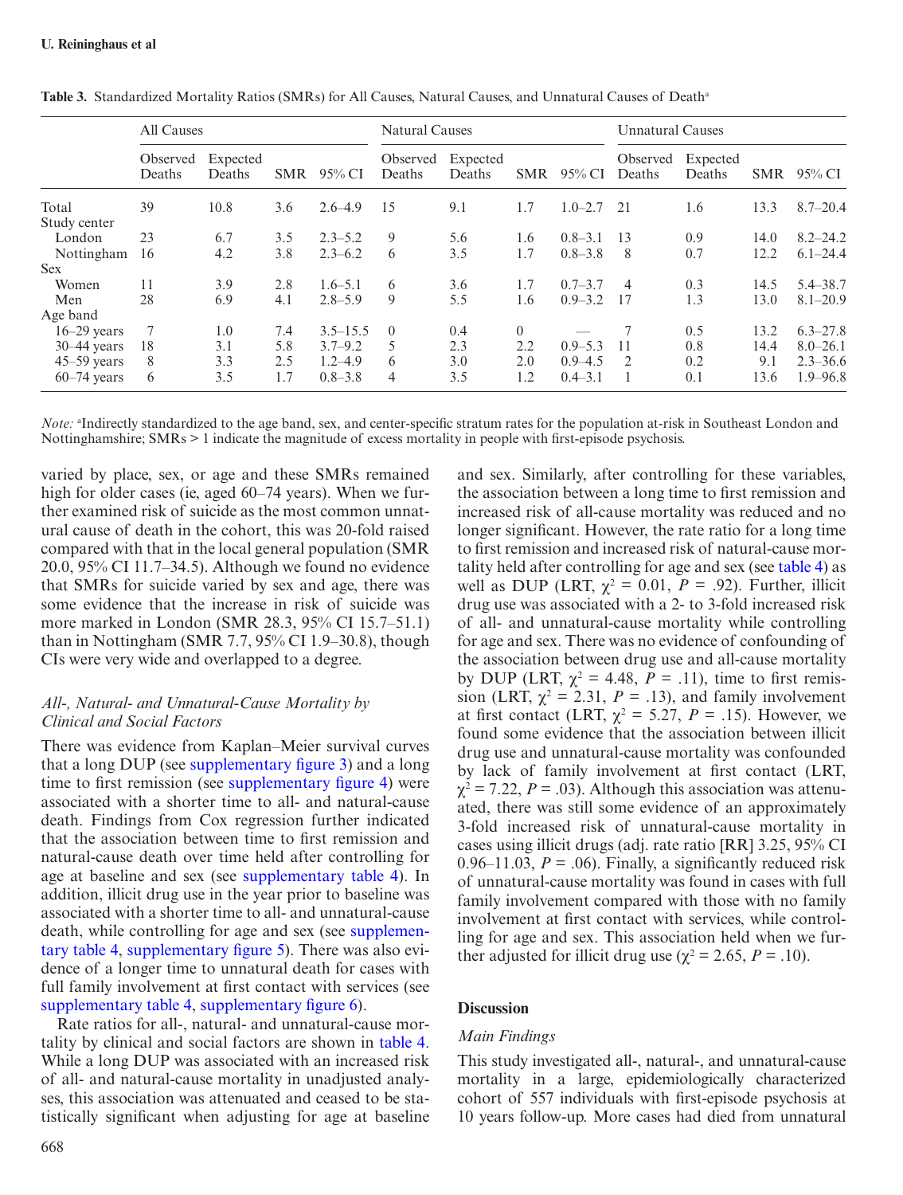**Table 3.** Standardized Mortality Ratios (SMRs) for All Causes, Natural Causes, and Unnatural Causes of Death[a]

| | All Causes | | | | Natural Causes | | | | Unnatural Causes | | | |
|---|---|---|---|---|---|---|---|---|---|---|---|---|
| | Observed Deaths | Expected Deaths | SMR | 95% CI | Observed Deaths | Expected Deaths | SMR | 95% CI | Observed Deaths | Expected Deaths | SMR | 95% CI |
| Total | 39 | 10.8 | 3.6 | 2.6–4.9 | 15 | 9.1 | 1.7 | 1.0–2.7 | 21 | 1.6 | 13.3 | 8.7–20.4 |
| Study center | | | | | | | | | | | | |
| London | 23 | 6.7 | 3.5 | 2.3–5.2 | 9 | 5.6 | 1.6 | 0.8–3.1 | 13 | 0.9 | 14.0 | 8.2–24.2 |
| Nottingham | 16 | 4.2 | 3.8 | 2.3–6.2 | 6 | 3.5 | 1.7 | 0.8–3.8 | 8 | 0.7 | 12.2 | 6.1–24.4 |
| Sex | | | | | | | | | | | | |
| Women | 11 | 3.9 | 2.8 | 1.6–5.1 | 6 | 3.6 | 1.7 | 0.7–3.7 | 4 | 0.3 | 14.5 | 5.4–38.7 |
| Men | 28 | 6.9 | 4.1 | 2.8–5.9 | 9 | 5.5 | 1.6 | 0.9–3.2 | 17 | 1.3 | 13.0 | 8.1–20.9 |
| Age band | | | | | | | | | | | | |
| 16–29 years | 7 | 1.0 | 7.4 | 3.5–15.5 | 0 | 0.4 | 0 | — | 7 | 0.5 | 13.2 | 6.3–27.8 |
| 30–44 years | 18 | 3.1 | 5.8 | 3.7–9.2 | 5 | 2.3 | 2.2 | 0.9–5.3 | 11 | 0.8 | 14.4 | 8.0–26.1 |
| 45–59 years | 8 | 3.3 | 2.5 | 1.2–4.9 | 6 | 3.0 | 2.0 | 0.9–4.5 | 2 | 0.2 | 9.1 | 2.3–36.6 |
| 60–74 years | 6 | 3.5 | 1.7 | 0.8–3.8 | 4 | 3.5 | 1.2 | 0.4–3.1 | 1 | 0.1 | 13.6 | 1.9–96.8 |

*Note:* [a]Indirectly standardized to the age band, sex, and center-specific stratum rates for the population at-risk in Southeast London and Nottinghamshire; SMRs > 1 indicate the magnitude of excess mortality in people with first-episode psychosis.

varied by place, sex, or age and these SMRs remained high for older cases (ie, aged 60–74 years). When we further examined risk of suicide as the most common unnatural cause of death in the cohort, this was 20-fold raised compared with that in the local general population (SMR 20.0, 95% CI 11.7–34.5). Although we found no evidence that SMRs for suicide varied by sex and age, there was some evidence that the increase in risk of suicide was more marked in London (SMR 28.3, 95% CI 15.7–51.1) than in Nottingham (SMR 7.7, 95% CI 1.9–30.8), though CIs were very wide and overlapped to a degree.

### *All-, Natural- and Unnatural-Cause Mortality by Clinical and Social Factors*

There was evidence from Kaplan–Meier survival curves that a long DUP (see supplementary figure 3) and a long time to first remission (see supplementary figure 4) were associated with a shorter time to all- and natural-cause death. Findings from Cox regression further indicated that the association between time to first remission and natural-cause death over time held after controlling for age at baseline and sex (see supplementary table 4). In addition, illicit drug use in the year prior to baseline was associated with a shorter time to all- and unnatural-cause death, while controlling for age and sex (see supplementary table 4, supplementary figure 5). There was also evidence of a longer time to unnatural death for cases with full family involvement at first contact with services (see supplementary table 4, supplementary figure 6).

Rate ratios for all-, natural- and unnatural-cause mortality by clinical and social factors are shown in table 4. While a long DUP was associated with an increased risk of all- and natural-cause mortality in unadjusted analyses, this association was attenuated and ceased to be statistically significant when adjusting for age at baseline and sex. Similarly, after controlling for these variables, the association between a long time to first remission and increased risk of all-cause mortality was reduced and no longer significant. However, the rate ratio for a long time to first remission and increased risk of natural-cause mortality held after controlling for age and sex (see table 4) as well as DUP (LRT, $\chi^2$ = 0.01, $P$ = .92). Further, illicit drug use was associated with a 2- to 3-fold increased risk of all- and unnatural-cause mortality while controlling for age and sex. There was no evidence of confounding of the association between drug use and all-cause mortality by DUP (LRT, $\chi^2$ = 4.48, $P$ = .11), time to first remission (LRT, $\chi^2$ = 2.31, $P$ = .13), and family involvement at first contact (LRT, $\chi^2$ = 5.27, $P$ = .15). However, we found some evidence that the association between illicit drug use and unnatural-cause mortality was confounded by lack of family involvement at first contact (LRT, $\chi^2$ = 7.22, $P$ = .03). Although this association was attenuated, there was still some evidence of an approximately 3-fold increased risk of unnatural-cause mortality in cases using illicit drugs (adj. rate ratio [RR] 3.25, 95% CI 0.96–11.03, $P$ = .06). Finally, a significantly reduced risk of unnatural-cause mortality was found in cases with full family involvement compared with those with no family involvement at first contact with services, while controlling for age and sex. This association held when we further adjusted for illicit drug use ($\chi^2$ = 2.65, $P$ = .10).

## Discussion

### *Main Findings*

This study investigated all-, natural-, and unnatural-cause mortality in a large, epidemiologically characterized cohort of 557 individuals with first-episode psychosis at 10 years follow-up. More cases had died from unnatural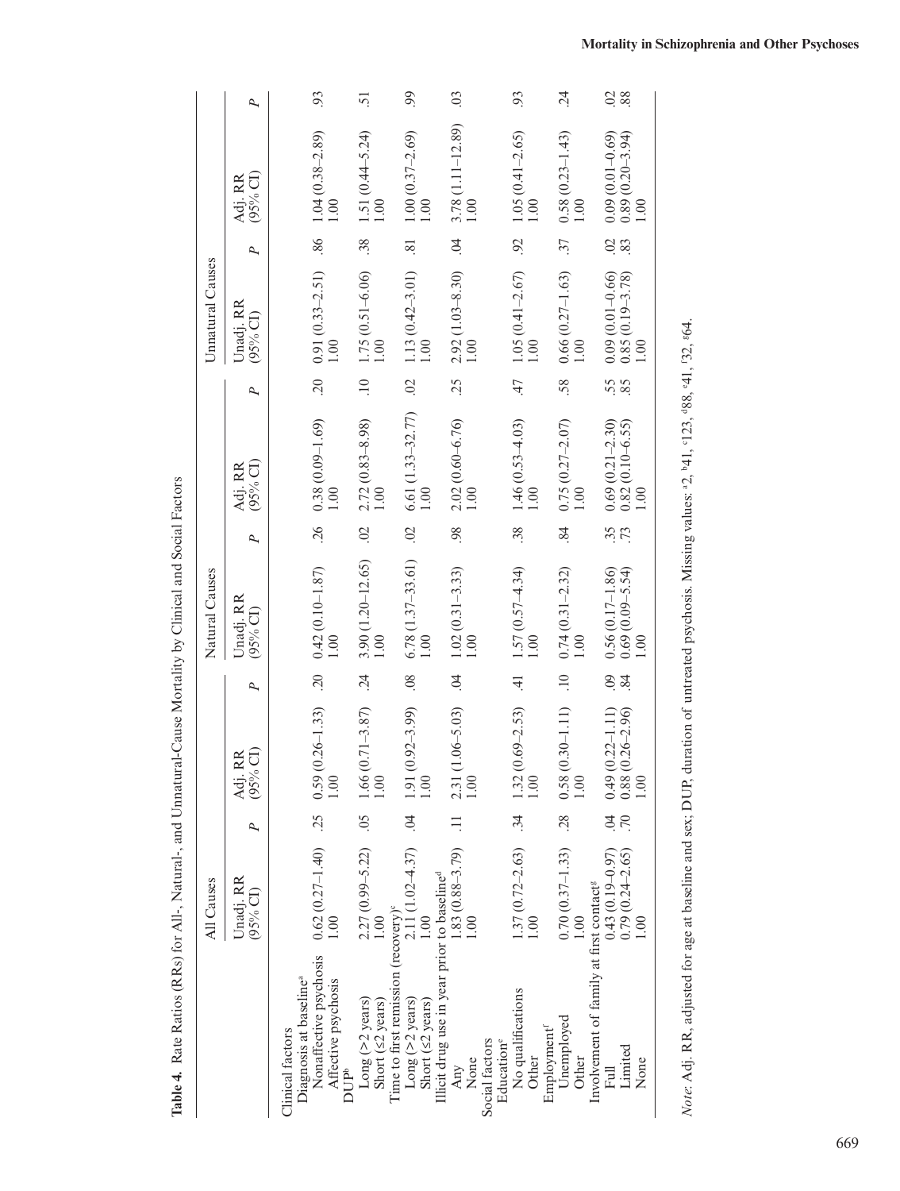**Table 4.** Rate Ratios (RRs) for All-, Natural-, and Unnatural-Cause Mortality by Clinical and Social Factors

| | All Causes | | | | Natural Causes | | | | Unnatural Causes | | | |
|---|---|---|---|---|---|---|---|---|---|---|---|---|
| | Unadj. RR (95% CI) | P | Adj. RR (95% CI) | P | Unadj. RR (95% CI) | P | Adj. RR (95% CI) | P | Unadj. RR (95% CI) | P | Adj. RR (95% CI) | P |
| Clinical factors | | | | | | | | | | | | |
| Diagnosis at baseline[a] | | | | | | | | | | | | |
| Nonaffective psychosis | 0.62 (0.27–1.40) | .25 | 0.59 (0.26–1.33) | .20 | 0.42 (0.10–1.87) | .26 | 0.38 (0.09–1.69) | .20 | 0.91 (0.33–2.51) | .86 | 1.04 (0.38–2.89) | .93 |
| Affective psychosis | 1.00 | | 1.00 | | 1.00 | | 1.00 | | 1.00 | | 1.00 | |
| DUP[b] | | | | | | | | | | | | |
| Long (>2 years) | 2.27 (0.99–5.22) | .05 | 1.66 (0.71–3.87) | .24 | 3.90 (1.20–12.65) | .02 | 2.72 (0.83–8.98) | .10 | 1.75 (0.51–6.06) | .38 | 1.51 (0.44–5.24) | .51 |
| Short (≤2 years) | 1.00 | | 1.00 | | 1.00 | | 1.00 | | 1.00 | | 1.00 | |
| Time to first remission (recovery)[c] | | | | | | | | | | | | |
| Long (>2 years) | 2.11 (1.02–4.37) | .04 | 1.91 (0.92–3.99) | .08 | 6.78 (1.37–33.61) | .02 | 6.61 (1.33–32.77) | .02 | 1.13 (0.42–3.01) | .81 | 1.00 (0.37–2.69) | .99 |
| Short (≤2 years) | 1.00 | | 1.00 | | 1.00 | | 1.00 | | 1.00 | | 1.00 | |
| Illicit drug use in year prior to baseline[d] | | | | | | | | | | | | |
| Any | 1.83 (0.88–3.79) | .11 | 2.31 (1.06–5.03) | .04 | 1.02 (0.31–3.33) | .98 | 2.02 (0.60–6.76) | .25 | 2.92 (1.03–8.30) | .04 | 3.78 (1.11–12.89) | .03 |
| None | 1.00 | | 1.00 | | 1.00 | | 1.00 | | 1.00 | | 1.00 | |
| Social factors | | | | | | | | | | | | |
| Education[e] | | | | | | | | | | | | |
| No qualifications | 1.37 (0.72–2.63) | .34 | 1.32 (0.69–2.53) | .41 | 1.57 (0.57–4.34) | .38 | 1.46 (0.53–4.03) | .47 | 1.05 (0.41–2.67) | .92 | 1.05 (0.41–2.65) | .93 |
| Other | 1.00 | | 1.00 | | 1.00 | | 1.00 | | 1.00 | | 1.00 | |
| Employment[f] | | | | | | | | | | | | |
| Unemployed | 0.70 (0.37–1.33) | .28 | 0.58 (0.30–1.11) | .10 | 0.74 (0.31–2.32) | .84 | 0.75 (0.27–2.07) | .58 | 0.66 (0.27–1.63) | .37 | 0.58 (0.23–1.43) | .24 |
| Other | 1.00 | | 1.00 | | 1.00 | | 1.00 | | 1.00 | | 1.00 | |
| Involvement of family at first contact[g] | | | | | | | | | | | | |
| Full | 0.43 (0.19–0.97) | .04 | 0.49 (0.22–1.11) | .09 | 0.56 (0.17–1.86) | .35 | 0.69 (0.21–2.30) | .55 | 0.09 (0.01–0.66) | .02 | 0.09 (0.01–0.69) | .02 |
| Limited | 0.79 (0.24–2.65) | .70 | 0.88 (0.26–2.96) | .84 | 0.69 (0.09–5.54) | .73 | 0.82 (0.10–6.55) | .85 | 0.85 (0.19–3.78) | .83 | 0.89 (0.20–3.94) | .88 |
| None | 1.00 | | 1.00 | | 1.00 | | 1.00 | | 1.00 | | 1.00 | |

*Note*: Adj. RR, adjusted for age at baseline and sex; DUP, duration of untreated psychosis. Missing values: [a]2, [b]41, [c]123, [d]88, [e]41, [f]32, [g]64.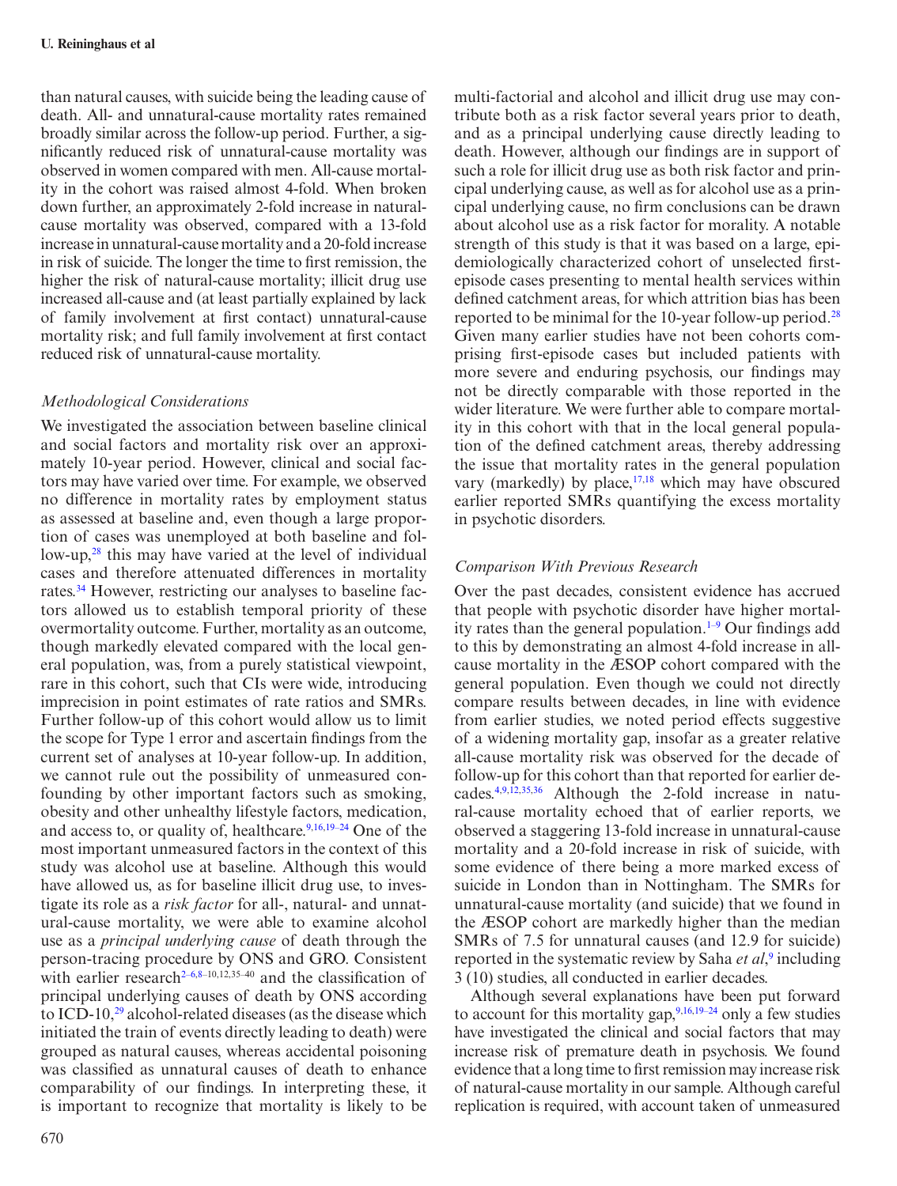than natural causes, with suicide being the leading cause of death. All- and unnatural-cause mortality rates remained broadly similar across the follow-up period. Further, a significantly reduced risk of unnatural-cause mortality was observed in women compared with men. All-cause mortality in the cohort was raised almost 4-fold. When broken down further, an approximately 2-fold increase in natural-cause mortality was observed, compared with a 13-fold increase in unnatural-cause mortality and a 20-fold increase in risk of suicide. The longer the time to first remission, the higher the risk of natural-cause mortality; illicit drug use increased all-cause and (at least partially explained by lack of family involvement at first contact) unnatural-cause mortality risk; and full family involvement at first contact reduced risk of unnatural-cause mortality.

### *Methodological Considerations*

We investigated the association between baseline clinical and social factors and mortality risk over an approximately 10-year period. However, clinical and social factors may have varied over time. For example, we observed no difference in mortality rates by employment status as assessed at baseline and, even though a large proportion of cases was unemployed at both baseline and follow-up,[28] this may have varied at the level of individual cases and therefore attenuated differences in mortality rates.[34] However, restricting our analyses to baseline factors allowed us to establish temporal priority of these overmortality outcome. Further, mortality as an outcome, though markedly elevated compared with the local general population, was, from a purely statistical viewpoint, rare in this cohort, such that CIs were wide, introducing imprecision in point estimates of rate ratios and SMRs. Further follow-up of this cohort would allow us to limit the scope for Type 1 error and ascertain findings from the current set of analyses at 10-year follow-up. In addition, we cannot rule out the possibility of unmeasured confounding by other important factors such as smoking, obesity and other unhealthy lifestyle factors, medication, and access to, or quality of, healthcare.[9,16,19–24] One of the most important unmeasured factors in the context of this study was alcohol use at baseline. Although this would have allowed us, as for baseline illicit drug use, to investigate its role as a *risk factor* for all-, natural- and unnatural-cause mortality, we were able to examine alcohol use as a *principal underlying cause* of death through the person-tracing procedure by ONS and GRO. Consistent with earlier research[2–6,8–10,12,35–40] and the classification of principal underlying causes of death by ONS according to ICD-10,[29] alcohol-related diseases (as the disease which initiated the train of events directly leading to death) were grouped as natural causes, whereas accidental poisoning was classified as unnatural causes of death to enhance comparability of our findings. In interpreting these, it is important to recognize that mortality is likely to be multi-factorial and alcohol and illicit drug use may contribute both as a risk factor several years prior to death, and as a principal underlying cause directly leading to death. However, although our findings are in support of such a role for illicit drug use as both risk factor and principal underlying cause, as well as for alcohol use as a principal underlying cause, no firm conclusions can be drawn about alcohol use as a risk factor for morality. A notable strength of this study is that it was based on a large, epidemiologically characterized cohort of unselected first-episode cases presenting to mental health services within defined catchment areas, for which attrition bias has been reported to be minimal for the 10-year follow-up period.[28] Given many earlier studies have not been cohorts comprising first-episode cases but included patients with more severe and enduring psychosis, our findings may not be directly comparable with those reported in the wider literature. We were further able to compare mortality in this cohort with that in the local general population of the defined catchment areas, thereby addressing the issue that mortality rates in the general population vary (markedly) by place,[17,18] which may have obscured earlier reported SMRs quantifying the excess mortality in psychotic disorders.

### *Comparison With Previous Research*

Over the past decades, consistent evidence has accrued that people with psychotic disorder have higher mortality rates than the general population.[1–9] Our findings add to this by demonstrating an almost 4-fold increase in all-cause mortality in the ÆSOP cohort compared with the general population. Even though we could not directly compare results between decades, in line with evidence from earlier studies, we noted period effects suggestive of a widening mortality gap, insofar as a greater relative all-cause mortality risk was observed for the decade of follow-up for this cohort than that reported for earlier decades.[4,9,12,35,36] Although the 2-fold increase in natural-cause mortality echoed that of earlier reports, we observed a staggering 13-fold increase in unnatural-cause mortality and a 20-fold increase in risk of suicide, with some evidence of there being a more marked excess of suicide in London than in Nottingham. The SMRs for unnatural-cause mortality (and suicide) that we found in the ÆSOP cohort are markedly higher than the median SMRs of 7.5 for unnatural causes (and 12.9 for suicide) reported in the systematic review by Saha *et al*,[9] including 3 (10) studies, all conducted in earlier decades.

Although several explanations have been put forward to account for this mortality gap,[9,16,19–24] only a few studies have investigated the clinical and social factors that may increase risk of premature death in psychosis. We found evidence that a long time to first remission may increase risk of natural-cause mortality in our sample. Although careful replication is required, with account taken of unmeasured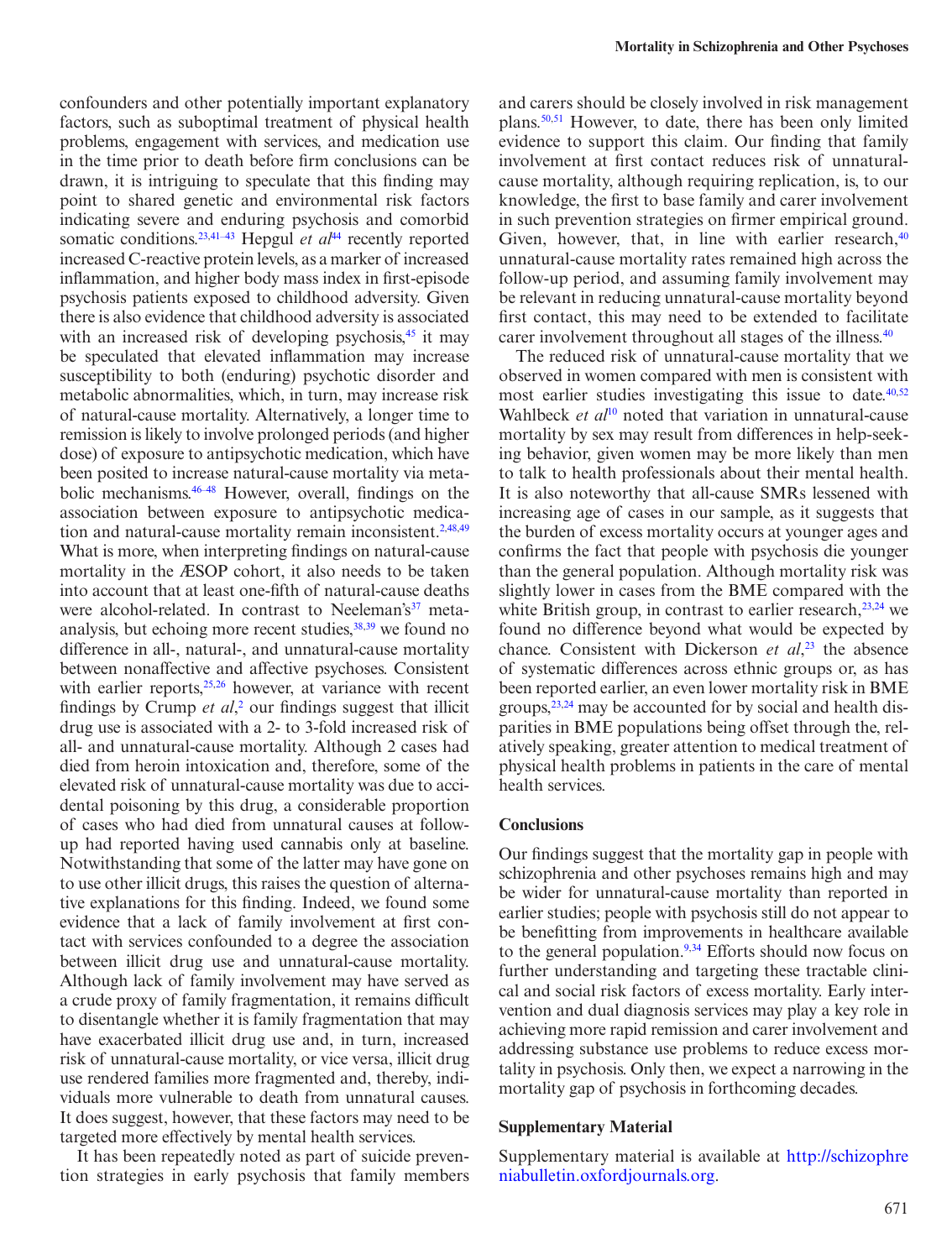confounders and other potentially important explanatory factors, such as suboptimal treatment of physical health problems, engagement with services, and medication use in the time prior to death before firm conclusions can be drawn, it is intriguing to speculate that this finding may point to shared genetic and environmental risk factors indicating severe and enduring psychosis and comorbid somatic conditions.[23,41–43] Hepgul *et al*[44] recently reported increased C-reactive protein levels, as a marker of increased inflammation, and higher body mass index in first-episode psychosis patients exposed to childhood adversity. Given there is also evidence that childhood adversity is associated with an increased risk of developing psychosis,[45] it may be speculated that elevated inflammation may increase susceptibility to both (enduring) psychotic disorder and metabolic abnormalities, which, in turn, may increase risk of natural-cause mortality. Alternatively, a longer time to remission is likely to involve prolonged periods (and higher dose) of exposure to antipsychotic medication, which have been posited to increase natural-cause mortality via metabolic mechanisms.[46–48] However, overall, findings on the association between exposure to antipsychotic medication and natural-cause mortality remain inconsistent.[2,48,49] What is more, when interpreting findings on natural-cause mortality in the ÆSOP cohort, it also needs to be taken into account that at least one-fifth of natural-cause deaths were alcohol-related. In contrast to Neeleman's[37] meta-analysis, but echoing more recent studies,[38,39] we found no difference in all-, natural-, and unnatural-cause mortality between nonaffective and affective psychoses. Consistent with earlier reports,[25,26] however, at variance with recent findings by Crump *et al*,[2] our findings suggest that illicit drug use is associated with a 2- to 3-fold increased risk of all- and unnatural-cause mortality. Although 2 cases had died from heroin intoxication and, therefore, some of the elevated risk of unnatural-cause mortality was due to accidental poisoning by this drug, a considerable proportion of cases who had died from unnatural causes at follow-up had reported having used cannabis only at baseline. Notwithstanding that some of the latter may have gone on to use other illicit drugs, this raises the question of alternative explanations for this finding. Indeed, we found some evidence that a lack of family involvement at first contact with services confounded to a degree the association between illicit drug use and unnatural-cause mortality. Although lack of family involvement may have served as a crude proxy of family fragmentation, it remains difficult to disentangle whether it is family fragmentation that may have exacerbated illicit drug use and, in turn, increased risk of unnatural-cause mortality, or vice versa, illicit drug use rendered families more fragmented and, thereby, individuals more vulnerable to death from unnatural causes. It does suggest, however, that these factors may need to be targeted more effectively by mental health services.

It has been repeatedly noted as part of suicide prevention strategies in early psychosis that family members and carers should be closely involved in risk management plans.[50,51] However, to date, there has been only limited evidence to support this claim. Our finding that family involvement at first contact reduces risk of unnatural-cause mortality, although requiring replication, is, to our knowledge, the first to base family and carer involvement in such prevention strategies on firmer empirical ground. Given, however, that, in line with earlier research,[40] unnatural-cause mortality rates remained high across the follow-up period, and assuming family involvement may be relevant in reducing unnatural-cause mortality beyond first contact, this may need to be extended to facilitate carer involvement throughout all stages of the illness.[40]

The reduced risk of unnatural-cause mortality that we observed in women compared with men is consistent with most earlier studies investigating this issue to date.[40,52] Wahlbeck *et al*[10] noted that variation in unnatural-cause mortality by sex may result from differences in help-seeking behavior, given women may be more likely than men to talk to health professionals about their mental health. It is also noteworthy that all-cause SMRs lessened with increasing age of cases in our sample, as it suggests that the burden of excess mortality occurs at younger ages and confirms the fact that people with psychosis die younger than the general population. Although mortality risk was slightly lower in cases from the BME compared with the white British group, in contrast to earlier research,[23,24] we found no difference beyond what would be expected by chance. Consistent with Dickerson *et al*,[23] the absence of systematic differences across ethnic groups or, as has been reported earlier, an even lower mortality risk in BME groups,[23,24] may be accounted for by social and health disparities in BME populations being offset through the, relatively speaking, greater attention to medical treatment of physical health problems in patients in the care of mental health services.

## Conclusions

Our findings suggest that the mortality gap in people with schizophrenia and other psychoses remains high and may be wider for unnatural-cause mortality than reported in earlier studies; people with psychosis still do not appear to be benefitting from improvements in healthcare available to the general population.[9,34] Efforts should now focus on further understanding and targeting these tractable clinical and social risk factors of excess mortality. Early intervention and dual diagnosis services may play a key role in achieving more rapid remission and carer involvement and addressing substance use problems to reduce excess mortality in psychosis. Only then, we expect a narrowing in the mortality gap of psychosis in forthcoming decades.

## Supplementary Material

Supplementary material is available at http://schizophreniabulletin.oxfordjournals.org.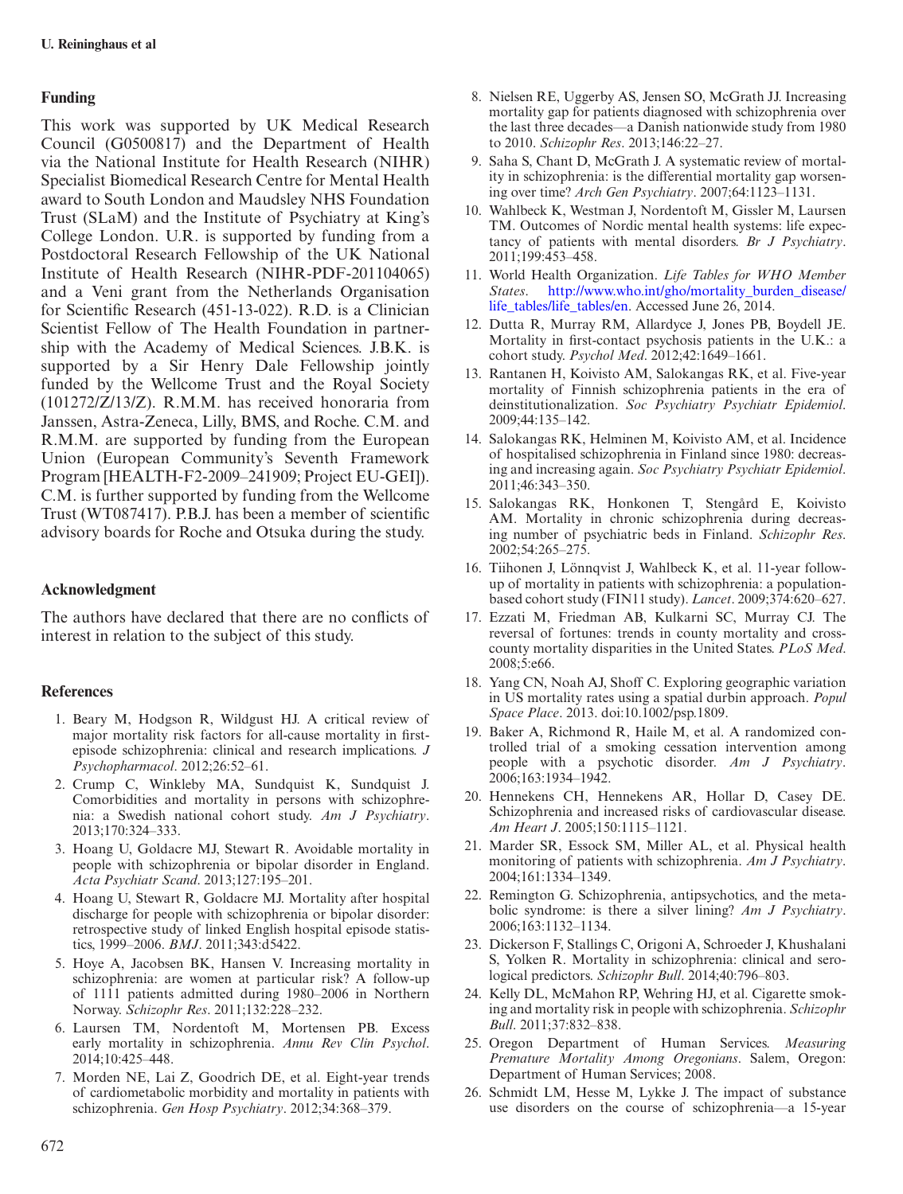## Funding

This work was supported by UK Medical Research Council (G0500817) and the Department of Health via the National Institute for Health Research (NIHR) Specialist Biomedical Research Centre for Mental Health award to South London and Maudsley NHS Foundation Trust (SLaM) and the Institute of Psychiatry at King's College London. U.R. is supported by funding from a Postdoctoral Research Fellowship of the UK National Institute of Health Research (NIHR-PDF-201104065) and a Veni grant from the Netherlands Organisation for Scientific Research (451-13-022). R.D. is a Clinician Scientist Fellow of The Health Foundation in partnership with the Academy of Medical Sciences. J.B.K. is supported by a Sir Henry Dale Fellowship jointly funded by the Wellcome Trust and the Royal Society (101272/Z/13/Z). R.M.M. has received honoraria from Janssen, Astra-Zeneca, Lilly, BMS, and Roche. C.M. and R.M.M. are supported by funding from the European Union (European Community's Seventh Framework Program [HEALTH-F2-2009–241909; Project EU-GEI]). C.M. is further supported by funding from the Wellcome Trust (WT087417). P.B.J. has been a member of scientific advisory boards for Roche and Otsuka during the study.

## Acknowledgment

The authors have declared that there are no conflicts of interest in relation to the subject of this study.

## References

1. Beary M, Hodgson R, Wildgust HJ. A critical review of major mortality risk factors for all-cause mortality in first-episode schizophrenia: clinical and research implications. *J Psychopharmacol*. 2012;26:52–61.
2. Crump C, Winkleby MA, Sundquist K, Sundquist J. Comorbidities and mortality in persons with schizophrenia: a Swedish national cohort study. *Am J Psychiatry*. 2013;170:324–333.
3. Hoang U, Goldacre MJ, Stewart R. Avoidable mortality in people with schizophrenia or bipolar disorder in England. *Acta Psychiatr Scand*. 2013;127:195–201.
4. Hoang U, Stewart R, Goldacre MJ. Mortality after hospital discharge for people with schizophrenia or bipolar disorder: retrospective study of linked English hospital episode statistics, 1999–2006. *BMJ*. 2011;343:d5422.
5. Hoye A, Jacobsen BK, Hansen V. Increasing mortality in schizophrenia: are women at particular risk? A follow-up of 1111 patients admitted during 1980–2006 in Northern Norway. *Schizophr Res*. 2011;132:228–232.
6. Laursen TM, Nordentoft M, Mortensen PB. Excess early mortality in schizophrenia. *Annu Rev Clin Psychol*. 2014;10:425–448.
7. Morden NE, Lai Z, Goodrich DE, et al. Eight-year trends of cardiometabolic morbidity and mortality in patients with schizophrenia. *Gen Hosp Psychiatry*. 2012;34:368–379.
8. Nielsen RE, Uggerby AS, Jensen SO, McGrath JJ. Increasing mortality gap for patients diagnosed with schizophrenia over the last three decades—a Danish nationwide study from 1980 to 2010. *Schizophr Res*. 2013;146:22–27.
9. Saha S, Chant D, McGrath J. A systematic review of mortality in schizophrenia: is the differential mortality gap worsening over time? *Arch Gen Psychiatry*. 2007;64:1123–1131.
10. Wahlbeck K, Westman J, Nordentoft M, Gissler M, Laursen TM. Outcomes of Nordic mental health systems: life expectancy of patients with mental disorders. *Br J Psychiatry*. 2011;199:453–458.
11. World Health Organization. *Life Tables for WHO Member States*. http://www.who.int/gho/mortality_burden_disease/life_tables/life_tables/en. Accessed June 26, 2014.
12. Dutta R, Murray RM, Allardyce J, Jones PB, Boydell JE. Mortality in first-contact psychosis patients in the U.K.: a cohort study. *Psychol Med*. 2012;42:1649–1661.
13. Rantanen H, Koivisto AM, Salokangas RK, et al. Five-year mortality of Finnish schizophrenia patients in the era of deinstitutionalization. *Soc Psychiatry Psychiatr Epidemiol*. 2009;44:135–142.
14. Salokangas RK, Helminen M, Koivisto AM, et al. Incidence of hospitalised schizophrenia in Finland since 1980: decreasing and increasing again. *Soc Psychiatry Psychiatr Epidemiol*. 2011;46:343–350.
15. Salokangas RK, Honkonen T, Stengård E, Koivisto AM. Mortality in chronic schizophrenia during decreasing number of psychiatric beds in Finland. *Schizophr Res*. 2002;54:265–275.
16. Tiihonen J, Lönnqvist J, Wahlbeck K, et al. 11-year follow-up of mortality in patients with schizophrenia: a population-based cohort study (FIN11 study). *Lancet*. 2009;374:620–627.
17. Ezzati M, Friedman AB, Kulkarni SC, Murray CJ. The reversal of fortunes: trends in county mortality and cross-county mortality disparities in the United States. *PLoS Med*. 2008;5:e66.
18. Yang CN, Noah AJ, Shoff C. Exploring geographic variation in US mortality rates using a spatial durbin approach. *Popul Space Place*. 2013. doi:10.1002/psp.1809.
19. Baker A, Richmond R, Haile M, et al. A randomized controlled trial of a smoking cessation intervention among people with a psychotic disorder. *Am J Psychiatry*. 2006;163:1934–1942.
20. Hennekens CH, Hennekens AR, Hollar D, Casey DE. Schizophrenia and increased risks of cardiovascular disease. *Am Heart J*. 2005;150:1115–1121.
21. Marder SR, Essock SM, Miller AL, et al. Physical health monitoring of patients with schizophrenia. *Am J Psychiatry*. 2004;161:1334–1349.
22. Remington G. Schizophrenia, antipsychotics, and the metabolic syndrome: is there a silver lining? *Am J Psychiatry*. 2006;163:1132–1134.
23. Dickerson F, Stallings C, Origoni A, Schroeder J, Khushalani S, Yolken R. Mortality in schizophrenia: clinical and serological predictors. *Schizophr Bull*. 2014;40:796–803.
24. Kelly DL, McMahon RP, Wehring HJ, et al. Cigarette smoking and mortality risk in people with schizophrenia. *Schizophr Bull*. 2011;37:832–838.
25. Oregon Department of Human Services. *Measuring Premature Mortality Among Oregonians*. Salem, Oregon: Department of Human Services; 2008.
26. Schmidt LM, Hesse M, Lykke J. The impact of substance use disorders on the course of schizophrenia—a 15-year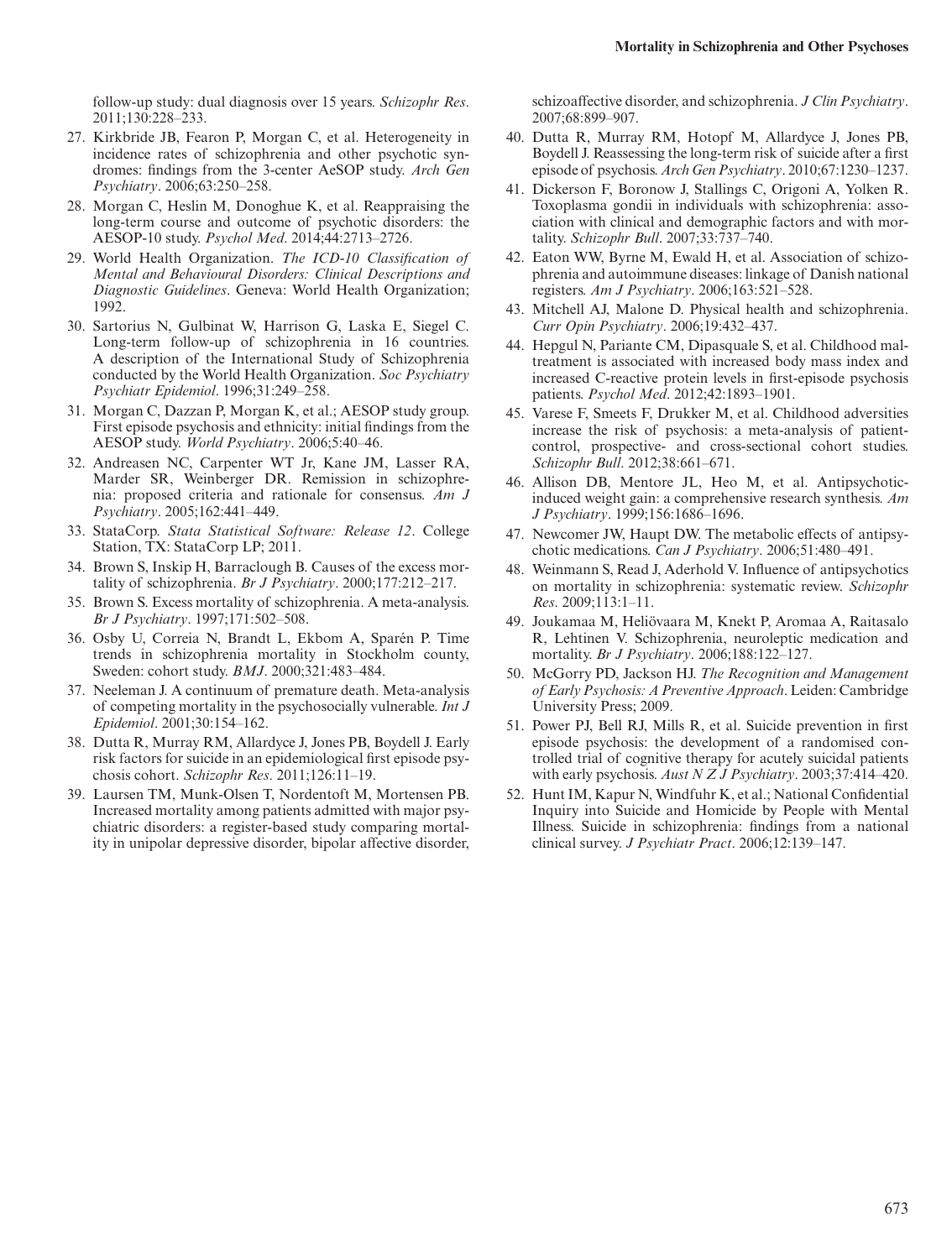follow-up study: dual diagnosis over 15 years. *Schizophr Res*. 2011;130:228–233.

27. Kirkbride JB, Fearon P, Morgan C, et al. Heterogeneity in incidence rates of schizophrenia and other psychotic syndromes: findings from the 3-center AeSOP study. *Arch Gen Psychiatry*. 2006;63:250–258.
28. Morgan C, Heslin M, Donoghue K, et al. Reappraising the long-term course and outcome of psychotic disorders: the AESOP-10 study. *Psychol Med*. 2014;44:2713–2726.
29. World Health Organization. *The ICD-10 Classification of Mental and Behavioural Disorders: Clinical Descriptions and Diagnostic Guidelines*. Geneva: World Health Organization; 1992.
30. Sartorius N, Gulbinat W, Harrison G, Laska E, Siegel C. Long-term follow-up of schizophrenia in 16 countries. A description of the International Study of Schizophrenia conducted by the World Health Organization. *Soc Psychiatry Psychiatr Epidemiol*. 1996;31:249–258.
31. Morgan C, Dazzan P, Morgan K, et al.; AESOP study group. First episode psychosis and ethnicity: initial findings from the AESOP study. *World Psychiatry*. 2006;5:40–46.
32. Andreasen NC, Carpenter WT Jr, Kane JM, Lasser RA, Marder SR, Weinberger DR. Remission in schizophrenia: proposed criteria and rationale for consensus. *Am J Psychiatry*. 2005;162:441–449.
33. StataCorp. *Stata Statistical Software: Release 12*. College Station, TX: StataCorp LP; 2011.
34. Brown S, Inskip H, Barraclough B. Causes of the excess mortality of schizophrenia. *Br J Psychiatry*. 2000;177:212–217.
35. Brown S. Excess mortality of schizophrenia. A meta-analysis. *Br J Psychiatry*. 1997;171:502–508.
36. Osby U, Correia N, Brandt L, Ekbom A, Sparén P. Time trends in schizophrenia mortality in Stockholm county, Sweden: cohort study. *BMJ*. 2000;321:483–484.
37. Neeleman J. A continuum of premature death. Meta-analysis of competing mortality in the psychosocially vulnerable. *Int J Epidemiol*. 2001;30:154–162.
38. Dutta R, Murray RM, Allardyce J, Jones PB, Boydell J. Early risk factors for suicide in an epidemiological first episode psychosis cohort. *Schizophr Res*. 2011;126:11–19.
39. Laursen TM, Munk-Olsen T, Nordentoft M, Mortensen PB. Increased mortality among patients admitted with major psychiatric disorders: a register-based study comparing mortality in unipolar depressive disorder, bipolar affective disorder, schizoaffective disorder, and schizophrenia. *J Clin Psychiatry*. 2007;68:899–907.
40. Dutta R, Murray RM, Hotopf M, Allardyce J, Jones PB, Boydell J. Reassessing the long-term risk of suicide after a first episode of psychosis. *Arch Gen Psychiatry*. 2010;67:1230–1237.
41. Dickerson F, Boronow J, Stallings C, Origoni A, Yolken R. Toxoplasma gondii in individuals with schizophrenia: association with clinical and demographic factors and with mortality. *Schizophr Bull*. 2007;33:737–740.
42. Eaton WW, Byrne M, Ewald H, et al. Association of schizophrenia and autoimmune diseases: linkage of Danish national registers. *Am J Psychiatry*. 2006;163:521–528.
43. Mitchell AJ, Malone D. Physical health and schizophrenia. *Curr Opin Psychiatry*. 2006;19:432–437.
44. Hepgul N, Pariante CM, Dipasquale S, et al. Childhood maltreatment is associated with increased body mass index and increased C-reactive protein levels in first-episode psychosis patients. *Psychol Med*. 2012;42:1893–1901.
45. Varese F, Smeets F, Drukker M, et al. Childhood adversities increase the risk of psychosis: a meta-analysis of patient-control, prospective- and cross-sectional cohort studies. *Schizophr Bull*. 2012;38:661–671.
46. Allison DB, Mentore JL, Heo M, et al. Antipsychotic-induced weight gain: a comprehensive research synthesis. *Am J Psychiatry*. 1999;156:1686–1696.
47. Newcomer JW, Haupt DW. The metabolic effects of antipsychotic medications. *Can J Psychiatry*. 2006;51:480–491.
48. Weinmann S, Read J, Aderhold V. Influence of antipsychotics on mortality in schizophrenia: systematic review. *Schizophr Res*. 2009;113:1–11.
49. Joukamaa M, Heliövaara M, Knekt P, Aromaa A, Raitasalo R, Lehtinen V. Schizophrenia, neuroleptic medication and mortality. *Br J Psychiatry*. 2006;188:122–127.
50. McGorry PD, Jackson HJ. *The Recognition and Management of Early Psychosis: A Preventive Approach*. Leiden: Cambridge University Press; 2009.
51. Power PJ, Bell RJ, Mills R, et al. Suicide prevention in first episode psychosis: the development of a randomised controlled trial of cognitive therapy for acutely suicidal patients with early psychosis. *Aust N Z J Psychiatry*. 2003;37:414–420.
52. Hunt IM, Kapur N, Windfuhr K, et al.; National Confidential Inquiry into Suicide and Homicide by People with Mental Illness. Suicide in schizophrenia: findings from a national clinical survey. *J Psychiatr Pract*. 2006;12:139–147.